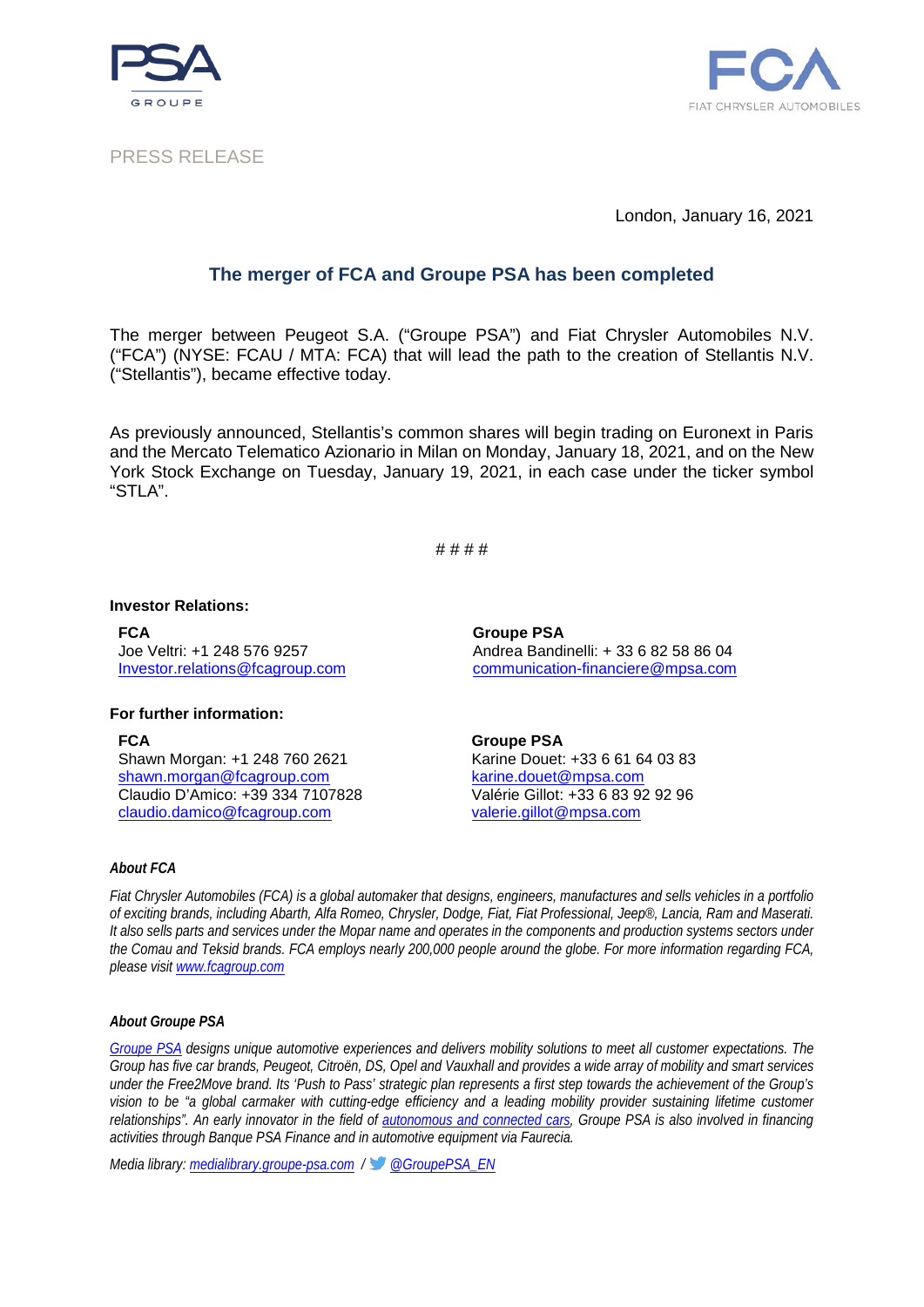PRESS RELEASE

London, January 16, 2021

## The merger of FCA and Groupe PSA has been completed

The merger between Peugeot S.A. ("Groupe PSA") and Fiat Chrysler Automobiles N.V. ("FCA") (NYSE: FCAU / MTA: FCA) that will lead the path to the creation of Stellantis N.V. ("Stellantis"), became effective today.

As previously announced, Stellantis's common shares will begin trading on Euronext in Paris and the Mercato Telematico Azionario in Milan on Monday, January 18, 2021, and on the New York Stock Exchange on Tuesday, January 19, 2021, in each case under the ticker symbol "STLA".

# # # #

**Investor Relations:**

**FCA**
Joe Veltri: +1 248 576 9257
Investor.relations@fcagroup.com

**Groupe PSA**
Andrea Bandinelli: + 33 6 82 58 86 04
communication-financiere@mpsa.com

**For further information:**

**FCA**
Shawn Morgan: +1 248 760 2621
shawn.morgan@fcagroup.com
Claudio D'Amico: +39 334 7107828
claudio.damico@fcagroup.com

**Groupe PSA**
Karine Douet: +33 6 61 64 03 83
karine.douet@mpsa.com
Valérie Gillot: +33 6 83 92 92 96
valerie.gillot@mpsa.com

***About FCA***

*Fiat Chrysler Automobiles (FCA) is a global automaker that designs, engineers, manufactures and sells vehicles in a portfolio of exciting brands, including Abarth, Alfa Romeo, Chrysler, Dodge, Fiat, Fiat Professional, Jeep®, Lancia, Ram and Maserati. It also sells parts and services under the Mopar name and operates in the components and production systems sectors under the Comau and Teksid brands. FCA employs nearly 200,000 people around the globe. For more information regarding FCA, please visit www.fcagroup.com*

***About Groupe PSA***

*Groupe PSA designs unique automotive experiences and delivers mobility solutions to meet all customer expectations. The Group has five car brands, Peugeot, Citroën, DS, Opel and Vauxhall and provides a wide array of mobility and smart services under the Free2Move brand. Its 'Push to Pass' strategic plan represents a first step towards the achievement of the Group's vision to be "a global carmaker with cutting-edge efficiency and a leading mobility provider sustaining lifetime customer relationships". An early innovator in the field of autonomous and connected cars, Groupe PSA is also involved in financing activities through Banque PSA Finance and in automotive equipment via Faurecia.*

*Media library: medialibrary.groupe-psa.com / @GroupePSA_EN*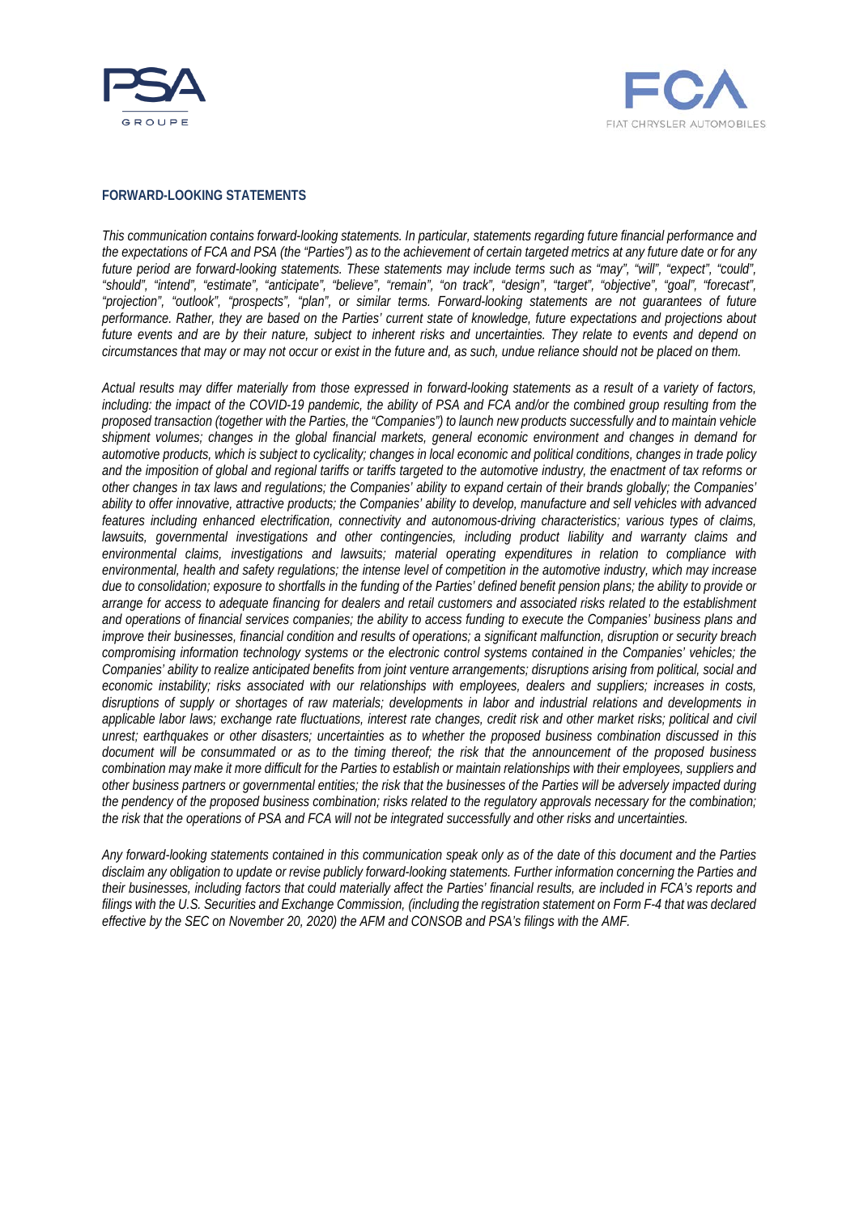**FORWARD-LOOKING STATEMENTS**

*This communication contains forward-looking statements. In particular, statements regarding future financial performance and the expectations of FCA and PSA (the "Parties") as to the achievement of certain targeted metrics at any future date or for any future period are forward-looking statements. These statements may include terms such as "may", "will", "expect", "could", "should", "intend", "estimate", "anticipate", "believe", "remain", "on track", "design", "target", "objective", "goal", "forecast", "projection", "outlook", "prospects", "plan", or similar terms. Forward-looking statements are not guarantees of future performance. Rather, they are based on the Parties' current state of knowledge, future expectations and projections about future events and are by their nature, subject to inherent risks and uncertainties. They relate to events and depend on circumstances that may or may not occur or exist in the future and, as such, undue reliance should not be placed on them.*

*Actual results may differ materially from those expressed in forward-looking statements as a result of a variety of factors, including: the impact of the COVID-19 pandemic, the ability of PSA and FCA and/or the combined group resulting from the proposed transaction (together with the Parties, the "Companies") to launch new products successfully and to maintain vehicle shipment volumes; changes in the global financial markets, general economic environment and changes in demand for automotive products, which is subject to cyclicality; changes in local economic and political conditions, changes in trade policy and the imposition of global and regional tariffs or tariffs targeted to the automotive industry, the enactment of tax reforms or other changes in tax laws and regulations; the Companies' ability to expand certain of their brands globally; the Companies' ability to offer innovative, attractive products; the Companies' ability to develop, manufacture and sell vehicles with advanced features including enhanced electrification, connectivity and autonomous-driving characteristics; various types of claims, lawsuits, governmental investigations and other contingencies, including product liability and warranty claims and environmental claims, investigations and lawsuits; material operating expenditures in relation to compliance with environmental, health and safety regulations; the intense level of competition in the automotive industry, which may increase due to consolidation; exposure to shortfalls in the funding of the Parties' defined benefit pension plans; the ability to provide or arrange for access to adequate financing for dealers and retail customers and associated risks related to the establishment and operations of financial services companies; the ability to access funding to execute the Companies' business plans and improve their businesses, financial condition and results of operations; a significant malfunction, disruption or security breach compromising information technology systems or the electronic control systems contained in the Companies' vehicles; the Companies' ability to realize anticipated benefits from joint venture arrangements; disruptions arising from political, social and economic instability; risks associated with our relationships with employees, dealers and suppliers; increases in costs, disruptions of supply or shortages of raw materials; developments in labor and industrial relations and developments in applicable labor laws; exchange rate fluctuations, interest rate changes, credit risk and other market risks; political and civil unrest; earthquakes or other disasters; uncertainties as to whether the proposed business combination discussed in this document will be consummated or as to the timing thereof; the risk that the announcement of the proposed business combination may make it more difficult for the Parties to establish or maintain relationships with their employees, suppliers and other business partners or governmental entities; the risk that the businesses of the Parties will be adversely impacted during the pendency of the proposed business combination; risks related to the regulatory approvals necessary for the combination; the risk that the operations of PSA and FCA will not be integrated successfully and other risks and uncertainties.*

*Any forward-looking statements contained in this communication speak only as of the date of this document and the Parties disclaim any obligation to update or revise publicly forward-looking statements. Further information concerning the Parties and their businesses, including factors that could materially affect the Parties' financial results, are included in FCA's reports and filings with the U.S. Securities and Exchange Commission, (including the registration statement on Form F-4 that was declared effective by the SEC on November 20, 2020) the AFM and CONSOB and PSA's filings with the AMF.*